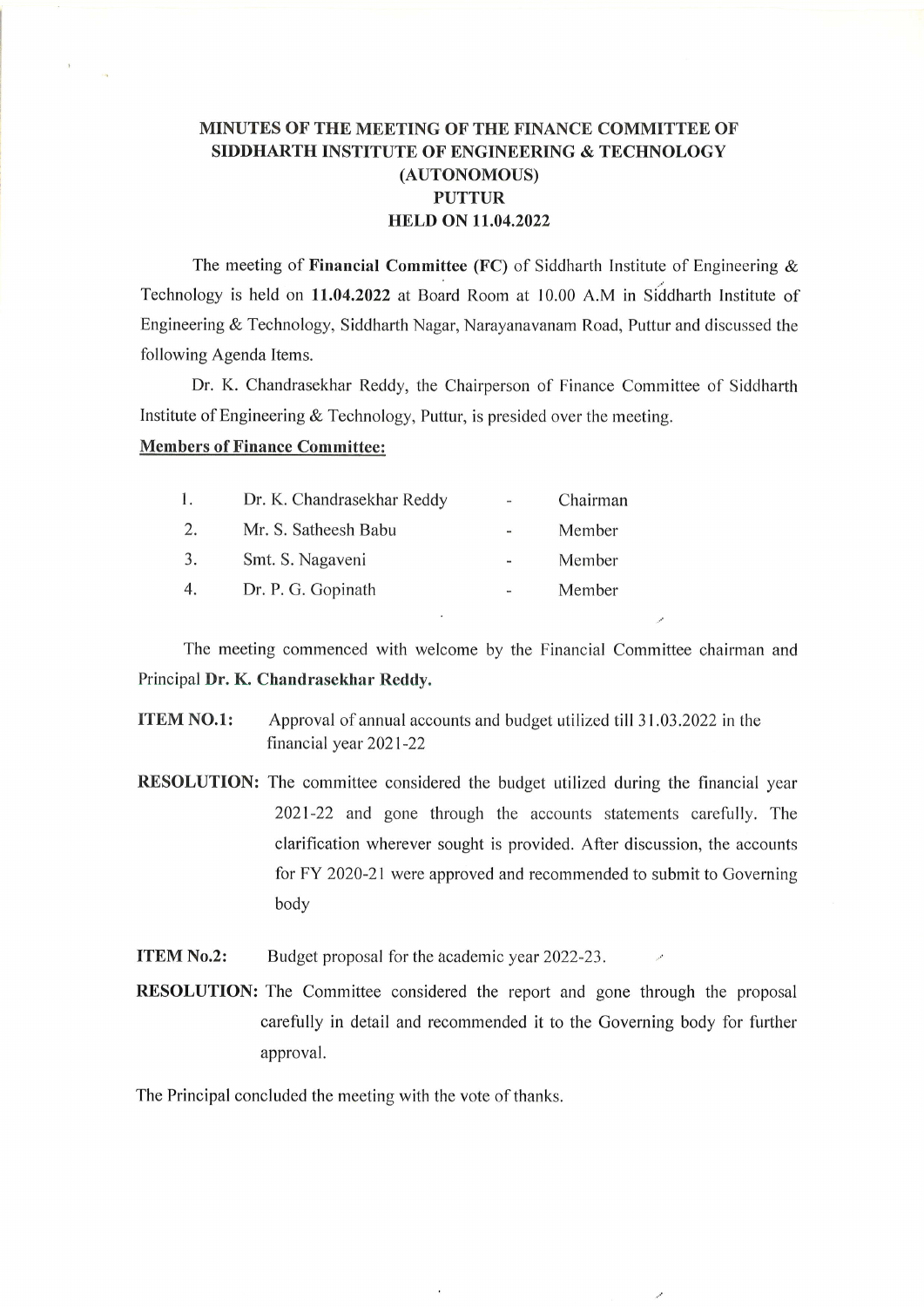# MINUTES OF THE MEETING OF THE FINANCE COMMITTEE OF SIDDHARTH INSTITUTE OF ENGINEERING & TECHNOLOGY (AUTONOMOUS) PUTTUR HELD ON 11.04.2022

The meeting of **Financial Committee (FC)** of Siddharth Institute of Engineering & Technology is held on **11.04.2022** at Board Room at 10.00 A.M in Siddharth Institute of Engineering & Technology, Siddharth Nagar, Narayanavanam Road, Puttur and discussed the following Agenda Items.

Dr. K. Chandrasekhar Reddy, the Chairperson of Finance Committee of Siddharth Institute of Engineering & Technology, Puttur, is presided over the meeting.

**Members of Finance Committee:**

| | | | |
|---|---|---|---|
| 1. | Dr. K. Chandrasekhar Reddy | - | Chairman |
| 2. | Mr. S. Satheesh Babu | - | Member |
| 3. | Smt. S. Nagaveni | - | Member |
| 4. | Dr. P. G. Gopinath | - | Member |

The meeting commenced with welcome by the Financial Committee chairman and Principal **Dr. K. Chandrasekhar Reddy.**

**ITEM NO.1:** Approval of annual accounts and budget utilized till 31.03.2022 in the financial year 2021-22

**RESOLUTION:** The committee considered the budget utilized during the financial year 2021-22 and gone through the accounts statements carefully. The clarification wherever sought is provided. After discussion, the accounts for FY 2020-21 were approved and recommended to submit to Governing body

**ITEM No.2:** Budget proposal for the academic year 2022-23.

**RESOLUTION:** The Committee considered the report and gone through the proposal carefully in detail and recommended it to the Governing body for further approval.

The Principal concluded the meeting with the vote of thanks.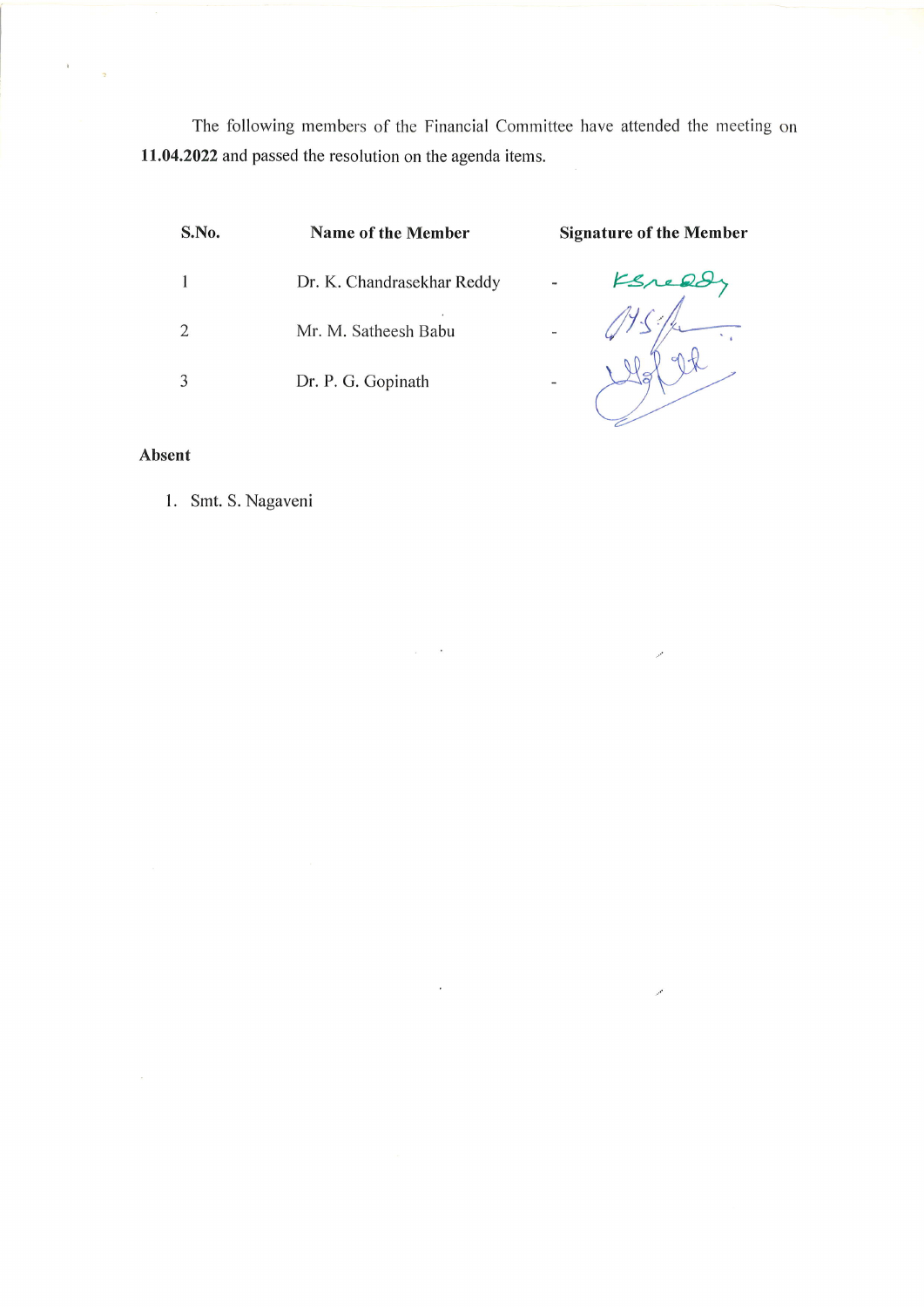The following members of the Financial Committee have attended the meeting on **11.04.2022** and passed the resolution on the agenda items.

| S.No. | Name of the Member | | Signature of the Member |
| --- | --- | --- | --- |
| 1 | Dr. K. Chandrasekhar Reddy | - | KSReddy |
| 2 | Mr. M. Satheesh Babu | - | |
| 3 | Dr. P. G. Gopinath | - | |

**Absent**

1. Smt. S. Nagaveni